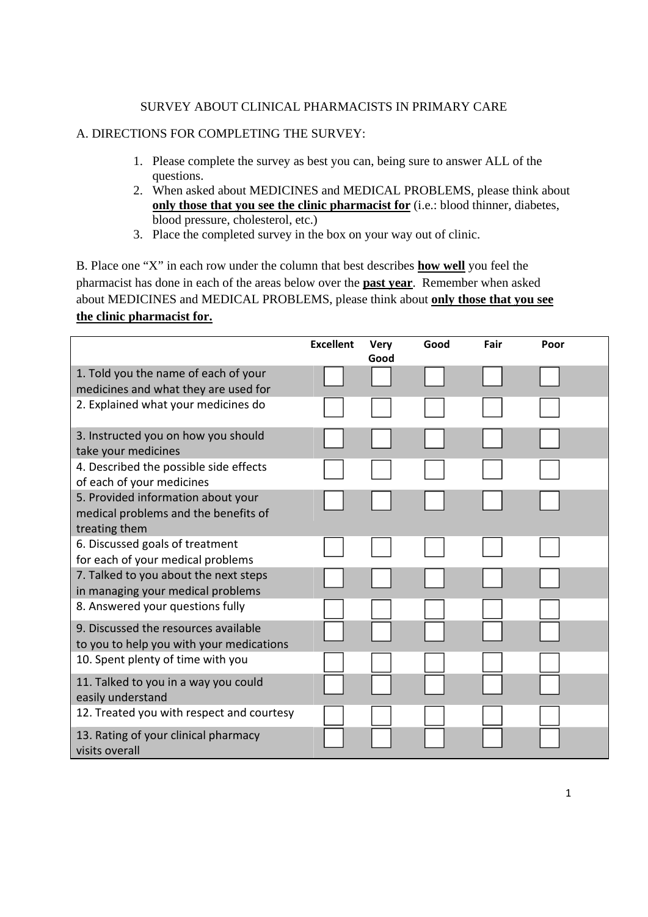# SURVEY ABOUT CLINICAL PHARMACISTS IN PRIMARY CARE

## A. DIRECTIONS FOR COMPLETING THE SURVEY:

1. Please complete the survey as best you can, being sure to answer ALL of the questions.
2. When asked about MEDICINES and MEDICAL PROBLEMS, please think about **only those that you see the clinic pharmacist for** (i.e.: blood thinner, diabetes, blood pressure, cholesterol, etc.)
3. Place the completed survey in the box on your way out of clinic.

B. Place one "X" in each row under the column that best describes **how well** you feel the pharmacist has done in each of the areas below over the **past year**. Remember when asked about MEDICINES and MEDICAL PROBLEMS, please think about **only those that you see the clinic pharmacist for.**

| | Excellent | Very Good | Good | Fair | Poor |
|---|---|---|---|---|---|
| 1. Told you the name of each of your medicines and what they are used for | ☐ | ☐ | ☐ | ☐ | ☐ |
| 2. Explained what your medicines do | ☐ | ☐ | ☐ | ☐ | ☐ |
| 3. Instructed you on how you should take your medicines | ☐ | ☐ | ☐ | ☐ | ☐ |
| 4. Described the possible side effects of each of your medicines | ☐ | ☐ | ☐ | ☐ | ☐ |
| 5. Provided information about your medical problems and the benefits of treating them | ☐ | ☐ | ☐ | ☐ | ☐ |
| 6. Discussed goals of treatment for each of your medical problems | ☐ | ☐ | ☐ | ☐ | ☐ |
| 7. Talked to you about the next steps in managing your medical problems | ☐ | ☐ | ☐ | ☐ | ☐ |
| 8. Answered your questions fully | ☐ | ☐ | ☐ | ☐ | ☐ |
| 9. Discussed the resources available to you to help you with your medications | ☐ | ☐ | ☐ | ☐ | ☐ |
| 10. Spent plenty of time with you | ☐ | ☐ | ☐ | ☐ | ☐ |
| 11. Talked to you in a way you could easily understand | ☐ | ☐ | ☐ | ☐ | ☐ |
| 12. Treated you with respect and courtesy | ☐ | ☐ | ☐ | ☐ | ☐ |
| 13. Rating of your clinical pharmacy visits overall | ☐ | ☐ | ☐ | ☐ | ☐ |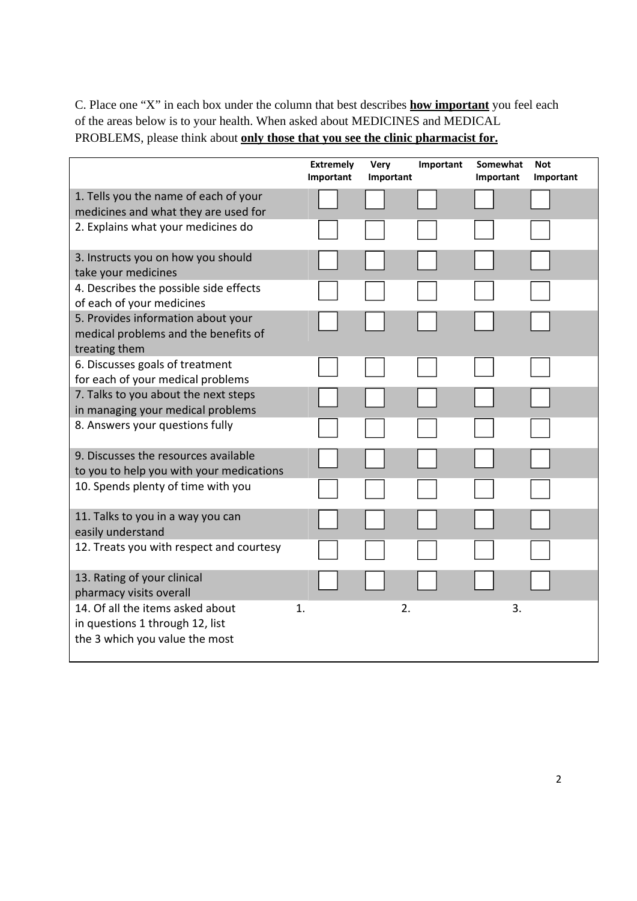C. Place one "X" in each box under the column that best describes **<u>how important</u>** you feel each of the areas below is to your health. When asked about MEDICINES and MEDICAL PROBLEMS, please think about **<u>only those that you see the clinic pharmacist for.</u>**

| | Extremely Important | Very Important | Important | Somewhat Important | Not Important |
|---|---|---|---|---|---|
| 1. Tells you the name of each of your medicines and what they are used for | ☐ | ☐ | ☐ | ☐ | ☐ |
| 2. Explains what your medicines do | ☐ | ☐ | ☐ | ☐ | ☐ |
| 3. Instructs you on how you should take your medicines | ☐ | ☐ | ☐ | ☐ | ☐ |
| 4. Describes the possible side effects of each of your medicines | ☐ | ☐ | ☐ | ☐ | ☐ |
| 5. Provides information about your medical problems and the benefits of treating them | ☐ | ☐ | ☐ | ☐ | ☐ |
| 6. Discusses goals of treatment for each of your medical problems | ☐ | ☐ | ☐ | ☐ | ☐ |
| 7. Talks to you about the next steps in managing your medical problems | ☐ | ☐ | ☐ | ☐ | ☐ |
| 8. Answers your questions fully | ☐ | ☐ | ☐ | ☐ | ☐ |
| 9. Discusses the resources available to you to help you with your medications | ☐ | ☐ | ☐ | ☐ | ☐ |
| 10. Spends plenty of time with you | ☐ | ☐ | ☐ | ☐ | ☐ |
| 11. Talks to you in a way you can easily understand | ☐ | ☐ | ☐ | ☐ | ☐ |
| 12. Treats you with respect and courtesy | ☐ | ☐ | ☐ | ☐ | ☐ |
| 13. Rating of your clinical pharmacy visits overall | ☐ | ☐ | ☐ | ☐ | ☐ |
| 14. Of all the items asked about in questions 1 through 12, list the 3 which you value the most | 1. | 2. | | 3. | |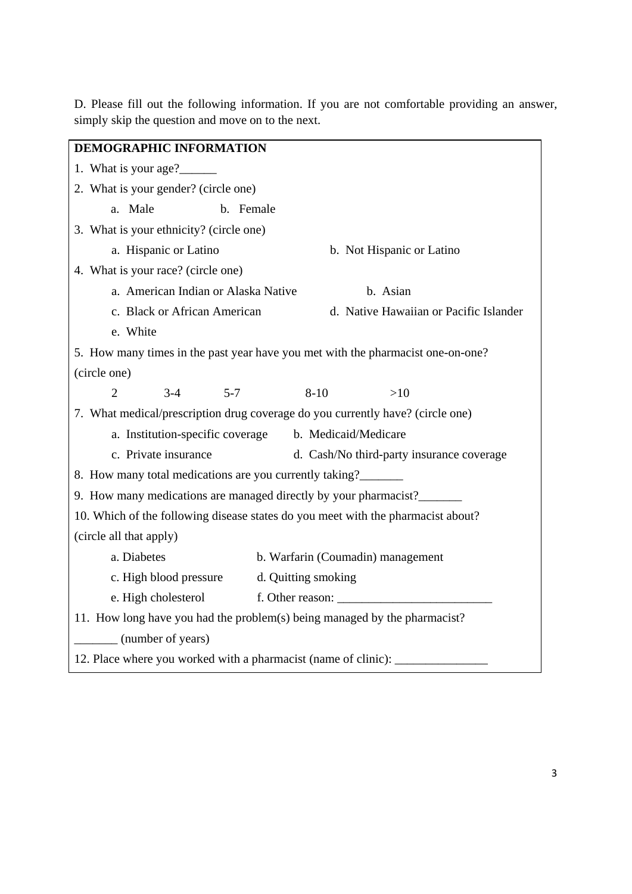D. Please fill out the following information. If you are not comfortable providing an answer, simply skip the question and move on to the next.

**DEMOGRAPHIC INFORMATION**

1. What is your age?______

2. What is your gender? (circle one)

   a. Male b. Female

3. What is your ethnicity? (circle one)

   a. Hispanic or Latino b. Not Hispanic or Latino

4. What is your race? (circle one)

   a. American Indian or Alaska Native b. Asian

   c. Black or African American d. Native Hawaiian or Pacific Islander

   e. White

5. How many times in the past year have you met with the pharmacist one-on-one? (circle one)

   2 3-4 5-7 8-10 >10

7. What medical/prescription drug coverage do you currently have? (circle one)

   a. Institution-specific coverage b. Medicaid/Medicare

   c. Private insurance d. Cash/No third-party insurance coverage

8. How many total medications are you currently taking?_______

9. How many medications are managed directly by your pharmacist?_______

10. Which of the following disease states do you meet with the pharmacist about? (circle all that apply)

    a. Diabetes b. Warfarin (Coumadin) management

    c. High blood pressure d. Quitting smoking

    e. High cholesterol f. Other reason: _________________________

11. How long have you had the problem(s) being managed by the pharmacist? _______ (number of years)

12. Place where you worked with a pharmacist (name of clinic): _______________